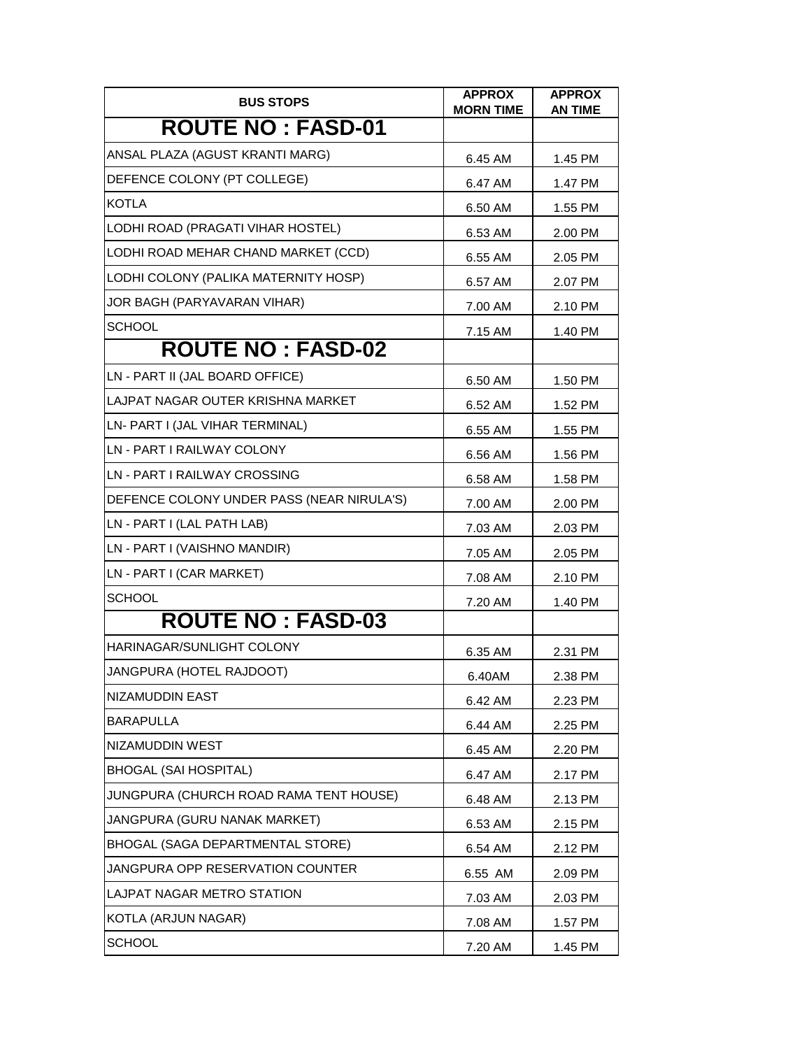| BUS STOPS | APPROX MORN TIME | APPROX AN TIME |
|---|---|---|
| **ROUTE NO : FASD-01** | | |
| ANSAL PLAZA (AGUST KRANTI MARG) | 6.45 AM | 1.45 PM |
| DEFENCE COLONY (PT COLLEGE) | 6.47 AM | 1.47 PM |
| KOTLA | 6.50 AM | 1.55 PM |
| LODHI ROAD (PRAGATI VIHAR HOSTEL) | 6.53 AM | 2.00 PM |
| LODHI ROAD MEHAR CHAND MARKET (CCD) | 6.55 AM | 2.05 PM |
| LODHI COLONY (PALIKA MATERNITY HOSP) | 6.57 AM | 2.07 PM |
| JOR BAGH (PARYAVARAN VIHAR) | 7.00 AM | 2.10 PM |
| SCHOOL | 7.15 AM | 1.40 PM |
| **ROUTE NO : FASD-02** | | |
| LN - PART II (JAL BOARD OFFICE) | 6.50 AM | 1.50 PM |
| LAJPAT NAGAR OUTER KRISHNA MARKET | 6.52 AM | 1.52 PM |
| LN- PART I (JAL VIHAR TERMINAL) | 6.55 AM | 1.55 PM |
| LN - PART I RAILWAY COLONY | 6.56 AM | 1.56 PM |
| LN - PART I RAILWAY CROSSING | 6.58 AM | 1.58 PM |
| DEFENCE COLONY UNDER PASS (NEAR NIRULA'S) | 7.00 AM | 2.00 PM |
| LN - PART I (LAL PATH LAB) | 7.03 AM | 2.03 PM |
| LN - PART I (VAISHNO MANDIR) | 7.05 AM | 2.05 PM |
| LN - PART I (CAR MARKET) | 7.08 AM | 2.10 PM |
| SCHOOL | 7.20 AM | 1.40 PM |
| **ROUTE NO : FASD-03** | | |
| HARINAGAR/SUNLIGHT COLONY | 6.35 AM | 2.31 PM |
| JANGPURA (HOTEL RAJDOOT) | 6.40AM | 2.38 PM |
| NIZAMUDDIN EAST | 6.42 AM | 2.23 PM |
| BARAPULLA | 6.44 AM | 2.25 PM |
| NIZAMUDDIN WEST | 6.45 AM | 2.20 PM |
| BHOGAL (SAI HOSPITAL) | 6.47 AM | 2.17 PM |
| JUNGPURA (CHURCH ROAD RAMA TENT HOUSE) | 6.48 AM | 2.13 PM |
| JANGPURA (GURU NANAK MARKET) | 6.53 AM | 2.15 PM |
| BHOGAL (SAGA DEPARTMENTAL STORE) | 6.54 AM | 2.12 PM |
| JANGPURA OPP RESERVATION COUNTER | 6.55 AM | 2.09 PM |
| LAJPAT NAGAR METRO STATION | 7.03 AM | 2.03 PM |
| KOTLA (ARJUN NAGAR) | 7.08 AM | 1.57 PM |
| SCHOOL | 7.20 AM | 1.45 PM |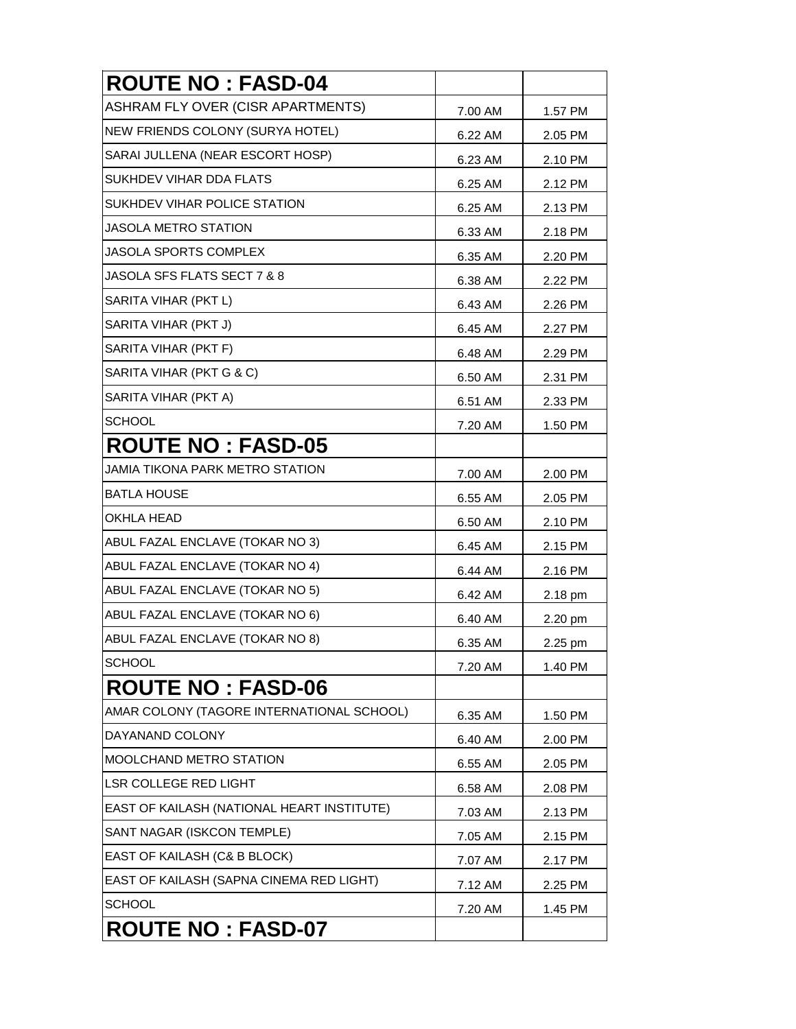| ROUTE NO : FASD-04 | | |
|---|---|---|
| ASHRAM FLY OVER (CISR APARTMENTS) | 7.00 AM | 1.57 PM |
| NEW FRIENDS COLONY (SURYA HOTEL) | 6.22 AM | 2.05 PM |
| SARAI JULLENA (NEAR ESCORT HOSP) | 6.23 AM | 2.10 PM |
| SUKHDEV VIHAR DDA FLATS | 6.25 AM | 2.12 PM |
| SUKHDEV VIHAR POLICE STATION | 6.25 AM | 2.13 PM |
| JASOLA METRO STATION | 6.33 AM | 2.18 PM |
| JASOLA SPORTS COMPLEX | 6.35 AM | 2.20 PM |
| JASOLA SFS FLATS SECT 7 & 8 | 6.38 AM | 2.22 PM |
| SARITA VIHAR (PKT L) | 6.43 AM | 2.26 PM |
| SARITA VIHAR (PKT J) | 6.45 AM | 2.27 PM |
| SARITA VIHAR (PKT F) | 6.48 AM | 2.29 PM |
| SARITA VIHAR (PKT G & C) | 6.50 AM | 2.31 PM |
| SARITA VIHAR (PKT A) | 6.51 AM | 2.33 PM |
| SCHOOL | 7.20 AM | 1.50 PM |
| **ROUTE NO : FASD-05** | | |
| JAMIA TIKONA PARK METRO STATION | 7.00 AM | 2.00 PM |
| BATLA HOUSE | 6.55 AM | 2.05 PM |
| OKHLA HEAD | 6.50 AM | 2.10 PM |
| ABUL FAZAL ENCLAVE (TOKAR NO 3) | 6.45 AM | 2.15 PM |
| ABUL FAZAL ENCLAVE (TOKAR NO 4) | 6.44 AM | 2.16 PM |
| ABUL FAZAL ENCLAVE (TOKAR NO 5) | 6.42 AM | 2.18 pm |
| ABUL FAZAL ENCLAVE (TOKAR NO 6) | 6.40 AM | 2.20 pm |
| ABUL FAZAL ENCLAVE (TOKAR NO 8) | 6.35 AM | 2.25 pm |
| SCHOOL | 7.20 AM | 1.40 PM |
| **ROUTE NO : FASD-06** | | |
| AMAR COLONY (TAGORE INTERNATIONAL SCHOOL) | 6.35 AM | 1.50 PM |
| DAYANAND COLONY | 6.40 AM | 2.00 PM |
| MOOLCHAND METRO STATION | 6.55 AM | 2.05 PM |
| LSR COLLEGE RED LIGHT | 6.58 AM | 2.08 PM |
| EAST OF KAILASH (NATIONAL HEART INSTITUTE) | 7.03 AM | 2.13 PM |
| SANT NAGAR (ISKCON TEMPLE) | 7.05 AM | 2.15 PM |
| EAST OF KAILASH (C& B BLOCK) | 7.07 AM | 2.17 PM |
| EAST OF KAILASH (SAPNA CINEMA RED LIGHT) | 7.12 AM | 2.25 PM |
| SCHOOL | 7.20 AM | 1.45 PM |
| **ROUTE NO : FASD-07** | | |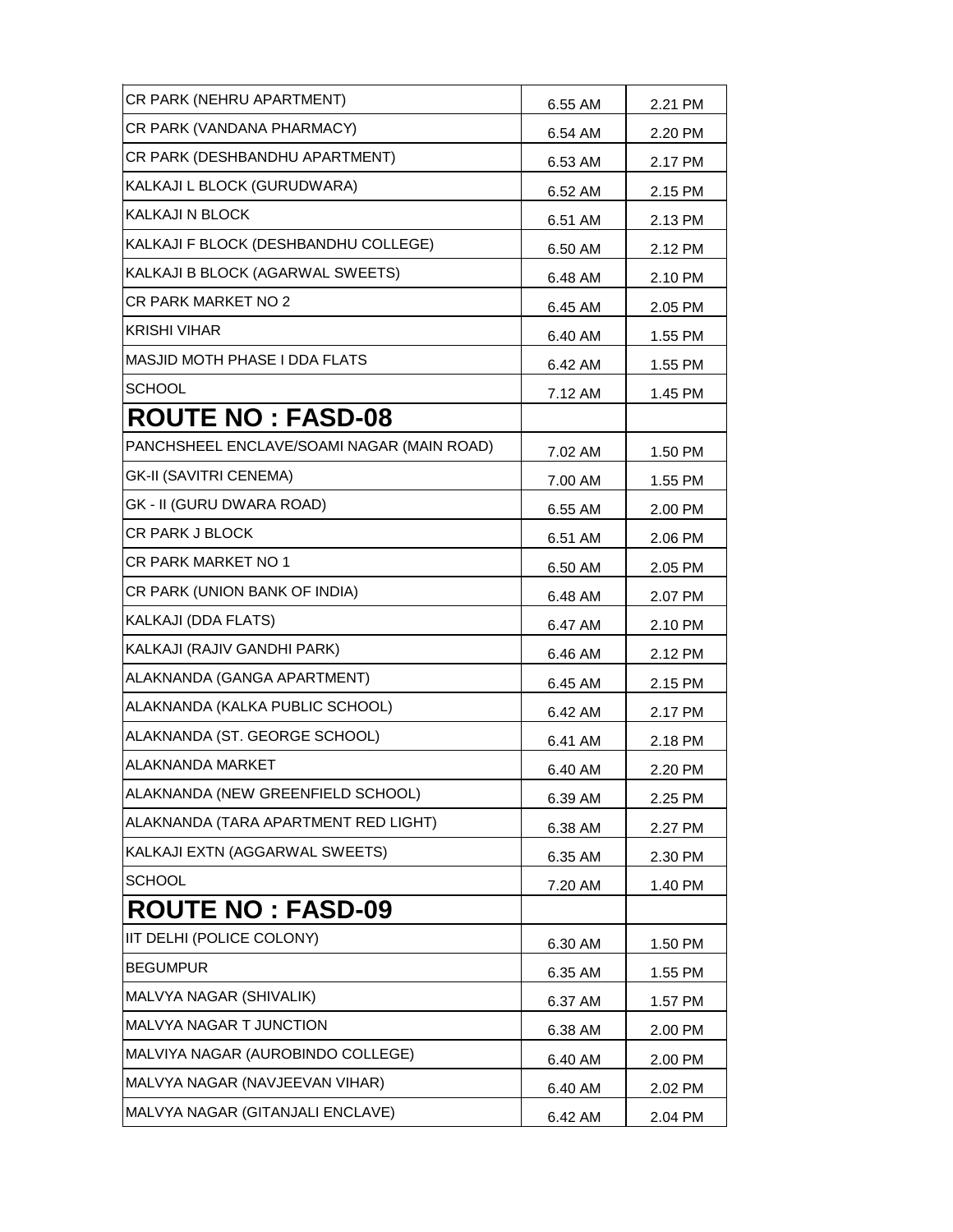| | | |
|---|---|---|
| CR PARK (NEHRU APARTMENT) | 6.55 AM | 2.21 PM |
| CR PARK (VANDANA PHARMACY) | 6.54 AM | 2.20 PM |
| CR PARK (DESHBANDHU APARTMENT) | 6.53 AM | 2.17 PM |
| KALKAJI L BLOCK (GURUDWARA) | 6.52 AM | 2.15 PM |
| KALKAJI N BLOCK | 6.51 AM | 2.13 PM |
| KALKAJI F BLOCK (DESHBANDHU COLLEGE) | 6.50 AM | 2.12 PM |
| KALKAJI B BLOCK (AGARWAL SWEETS) | 6.48 AM | 2.10 PM |
| CR PARK MARKET NO 2 | 6.45 AM | 2.05 PM |
| KRISHI VIHAR | 6.40 AM | 1.55 PM |
| MASJID MOTH PHASE I DDA FLATS | 6.42 AM | 1.55 PM |
| SCHOOL | 7.12 AM | 1.45 PM |
| **ROUTE NO : FASD-08** | | |
| PANCHSHEEL ENCLAVE/SOAMI NAGAR (MAIN ROAD) | 7.02 AM | 1.50 PM |
| GK-II (SAVITRI CENEMA) | 7.00 AM | 1.55 PM |
| GK - II (GURU DWARA ROAD) | 6.55 AM | 2.00 PM |
| CR PARK J BLOCK | 6.51 AM | 2.06 PM |
| CR PARK MARKET NO 1 | 6.50 AM | 2.05 PM |
| CR PARK (UNION BANK OF INDIA) | 6.48 AM | 2.07 PM |
| KALKAJI (DDA FLATS) | 6.47 AM | 2.10 PM |
| KALKAJI (RAJIV GANDHI PARK) | 6.46 AM | 2.12 PM |
| ALAKNANDA (GANGA APARTMENT) | 6.45 AM | 2.15 PM |
| ALAKNANDA (KALKA PUBLIC SCHOOL) | 6.42 AM | 2.17 PM |
| ALAKNANDA (ST. GEORGE SCHOOL) | 6.41 AM | 2.18 PM |
| ALAKNANDA MARKET | 6.40 AM | 2.20 PM |
| ALAKNANDA (NEW GREENFIELD SCHOOL) | 6.39 AM | 2.25 PM |
| ALAKNANDA (TARA APARTMENT RED LIGHT) | 6.38 AM | 2.27 PM |
| KALKAJI EXTN (AGGARWAL SWEETS) | 6.35 AM | 2.30 PM |
| SCHOOL | 7.20 AM | 1.40 PM |
| **ROUTE NO : FASD-09** | | |
| IIT DELHI (POLICE COLONY) | 6.30 AM | 1.50 PM |
| BEGUMPUR | 6.35 AM | 1.55 PM |
| MALVYA NAGAR (SHIVALIK) | 6.37 AM | 1.57 PM |
| MALVYA NAGAR T JUNCTION | 6.38 AM | 2.00 PM |
| MALVIYA NAGAR (AUROBINDO COLLEGE) | 6.40 AM | 2.00 PM |
| MALVYA NAGAR (NAVJEEVAN VIHAR) | 6.40 AM | 2.02 PM |
| MALVYA NAGAR (GITANJALI ENCLAVE) | 6.42 AM | 2.04 PM |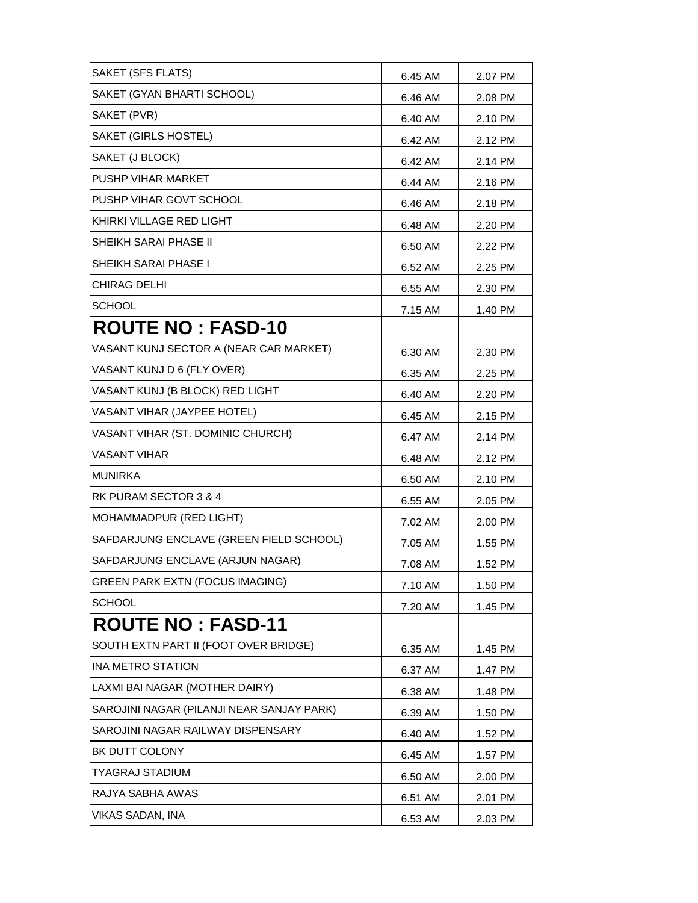| | | |
|---|---|---|
| SAKET (SFS FLATS) | 6.45 AM | 2.07 PM |
| SAKET (GYAN BHARTI SCHOOL) | 6.46 AM | 2.08 PM |
| SAKET (PVR) | 6.40 AM | 2.10 PM |
| SAKET (GIRLS HOSTEL) | 6.42 AM | 2.12 PM |
| SAKET (J BLOCK) | 6.42 AM | 2.14 PM |
| PUSHP VIHAR MARKET | 6.44 AM | 2.16 PM |
| PUSHP VIHAR GOVT SCHOOL | 6.46 AM | 2.18 PM |
| KHIRKI VILLAGE RED LIGHT | 6.48 AM | 2.20 PM |
| SHEIKH SARAI PHASE II | 6.50 AM | 2.22 PM |
| SHEIKH SARAI PHASE I | 6.52 AM | 2.25 PM |
| CHIRAG DELHI | 6.55 AM | 2.30 PM |
| SCHOOL | 7.15 AM | 1.40 PM |
| **ROUTE NO : FASD-10** | | |
| VASANT KUNJ SECTOR A (NEAR CAR MARKET) | 6.30 AM | 2.30 PM |
| VASANT KUNJ D 6 (FLY OVER) | 6.35 AM | 2.25 PM |
| VASANT KUNJ (B BLOCK) RED LIGHT | 6.40 AM | 2.20 PM |
| VASANT VIHAR (JAYPEE HOTEL) | 6.45 AM | 2.15 PM |
| VASANT VIHAR (ST. DOMINIC CHURCH) | 6.47 AM | 2.14 PM |
| VASANT VIHAR | 6.48 AM | 2.12 PM |
| MUNIRKA | 6.50 AM | 2.10 PM |
| RK PURAM SECTOR 3 & 4 | 6.55 AM | 2.05 PM |
| MOHAMMADPUR (RED LIGHT) | 7.02 AM | 2.00 PM |
| SAFDARJUNG ENCLAVE (GREEN FIELD SCHOOL) | 7.05 AM | 1.55 PM |
| SAFDARJUNG ENCLAVE (ARJUN NAGAR) | 7.08 AM | 1.52 PM |
| GREEN PARK EXTN (FOCUS IMAGING) | 7.10 AM | 1.50 PM |
| SCHOOL | 7.20 AM | 1.45 PM |
| **ROUTE NO : FASD-11** | | |
| SOUTH EXTN PART II (FOOT OVER BRIDGE) | 6.35 AM | 1.45 PM |
| INA METRO STATION | 6.37 AM | 1.47 PM |
| LAXMI BAI NAGAR (MOTHER DAIRY) | 6.38 AM | 1.48 PM |
| SAROJINI NAGAR (PILANJI NEAR SANJAY PARK) | 6.39 AM | 1.50 PM |
| SAROJINI NAGAR RAILWAY DISPENSARY | 6.40 AM | 1.52 PM |
| BK DUTT COLONY | 6.45 AM | 1.57 PM |
| TYAGRAJ STADIUM | 6.50 AM | 2.00 PM |
| RAJYA SABHA AWAS | 6.51 AM | 2.01 PM |
| VIKAS SADAN, INA | 6.53 AM | 2.03 PM |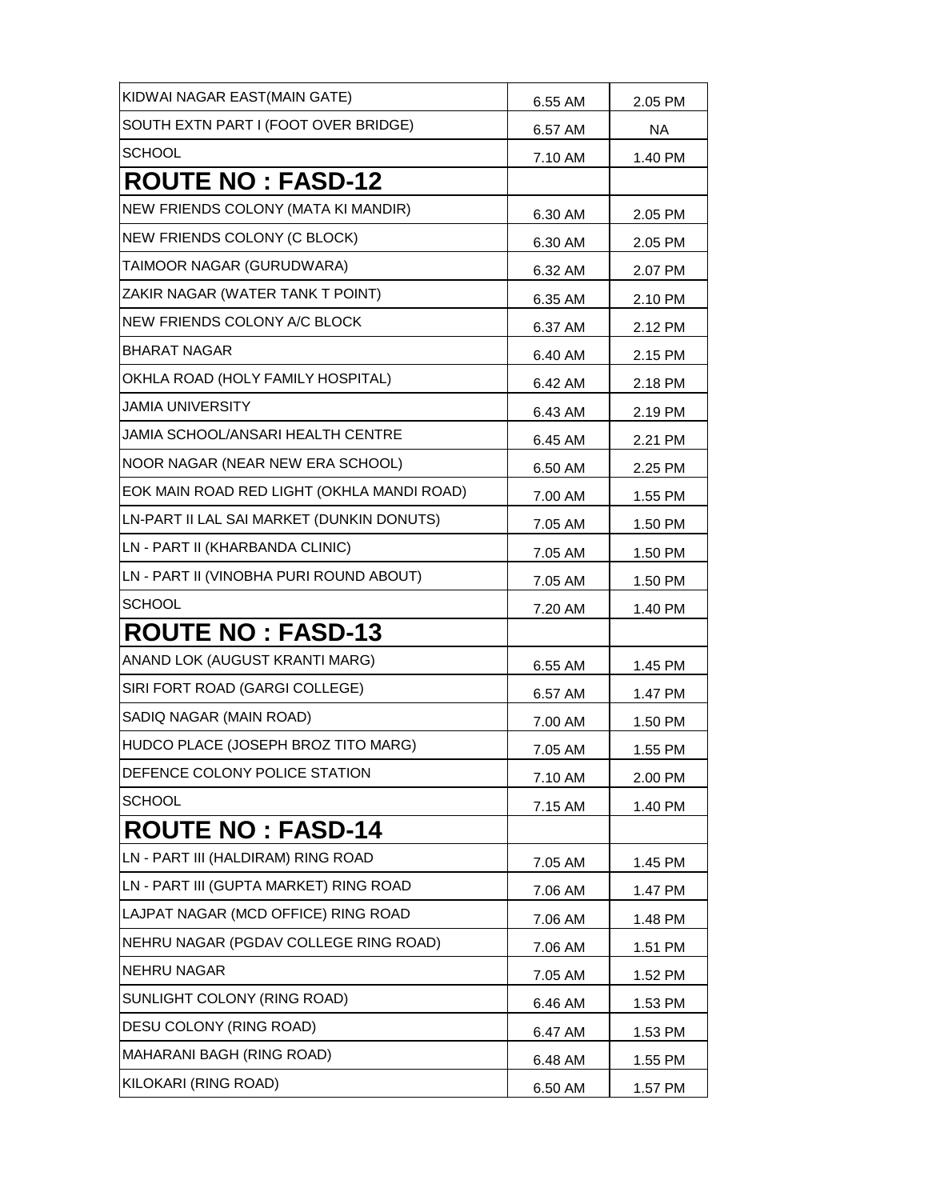| KIDWAI NAGAR EAST(MAIN GATE) | 6.55 AM | 2.05 PM |
|---|---|---|
| SOUTH EXTN PART I (FOOT OVER BRIDGE) | 6.57 AM | NA |
| SCHOOL | 7.10 AM | 1.40 PM |
| **ROUTE NO : FASD-12** | | |
| NEW FRIENDS COLONY (MATA KI MANDIR) | 6.30 AM | 2.05 PM |
| NEW FRIENDS COLONY (C BLOCK) | 6.30 AM | 2.05 PM |
| TAIMOOR NAGAR (GURUDWARA) | 6.32 AM | 2.07 PM |
| ZAKIR NAGAR (WATER TANK T POINT) | 6.35 AM | 2.10 PM |
| NEW FRIENDS COLONY A/C BLOCK | 6.37 AM | 2.12 PM |
| BHARAT NAGAR | 6.40 AM | 2.15 PM |
| OKHLA ROAD (HOLY FAMILY HOSPITAL) | 6.42 AM | 2.18 PM |
| JAMIA UNIVERSITY | 6.43 AM | 2.19 PM |
| JAMIA SCHOOL/ANSARI HEALTH CENTRE | 6.45 AM | 2.21 PM |
| NOOR NAGAR (NEAR NEW ERA SCHOOL) | 6.50 AM | 2.25 PM |
| EOK MAIN ROAD RED LIGHT (OKHLA MANDI ROAD) | 7.00 AM | 1.55 PM |
| LN-PART II LAL SAI MARKET (DUNKIN DONUTS) | 7.05 AM | 1.50 PM |
| LN - PART II (KHARBANDA CLINIC) | 7.05 AM | 1.50 PM |
| LN - PART II (VINOBHA PURI ROUND ABOUT) | 7.05 AM | 1.50 PM |
| SCHOOL | 7.20 AM | 1.40 PM |
| **ROUTE NO : FASD-13** | | |
| ANAND LOK (AUGUST KRANTI MARG) | 6.55 AM | 1.45 PM |
| SIRI FORT ROAD (GARGI COLLEGE) | 6.57 AM | 1.47 PM |
| SADIQ NAGAR (MAIN ROAD) | 7.00 AM | 1.50 PM |
| HUDCO PLACE (JOSEPH BROZ TITO MARG) | 7.05 AM | 1.55 PM |
| DEFENCE COLONY POLICE STATION | 7.10 AM | 2.00 PM |
| SCHOOL | 7.15 AM | 1.40 PM |
| **ROUTE NO : FASD-14** | | |
| LN - PART III (HALDIRAM) RING ROAD | 7.05 AM | 1.45 PM |
| LN - PART III (GUPTA MARKET) RING ROAD | 7.06 AM | 1.47 PM |
| LAJPAT NAGAR (MCD OFFICE) RING ROAD | 7.06 AM | 1.48 PM |
| NEHRU NAGAR (PGDAV COLLEGE RING ROAD) | 7.06 AM | 1.51 PM |
| NEHRU NAGAR | 7.05 AM | 1.52 PM |
| SUNLIGHT COLONY (RING ROAD) | 6.46 AM | 1.53 PM |
| DESU COLONY (RING ROAD) | 6.47 AM | 1.53 PM |
| MAHARANI BAGH (RING ROAD) | 6.48 AM | 1.55 PM |
| KILOKARI (RING ROAD) | 6.50 AM | 1.57 PM |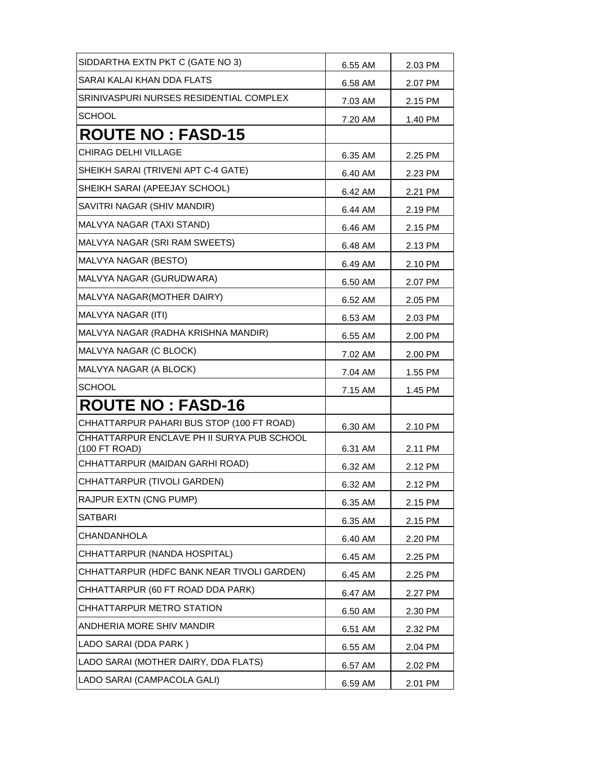| | | |
|---|---|---|
| SIDDARTHA EXTN PKT C (GATE NO 3) | 6.55 AM | 2.03 PM |
| SARAI KALAI KHAN DDA FLATS | 6.58 AM | 2.07 PM |
| SRINIVASPURI NURSES RESIDENTIAL COMPLEX | 7.03 AM | 2.15 PM |
| SCHOOL | 7.20 AM | 1.40 PM |
| **ROUTE NO : FASD-15** | | |
| CHIRAG DELHI VILLAGE | 6.35 AM | 2.25 PM |
| SHEIKH SARAI (TRIVENI APT C-4 GATE) | 6.40 AM | 2.23 PM |
| SHEIKH SARAI (APEEJAY SCHOOL) | 6.42 AM | 2.21 PM |
| SAVITRI NAGAR (SHIV MANDIR) | 6.44 AM | 2.19 PM |
| MALVYA NAGAR (TAXI STAND) | 6.46 AM | 2.15 PM |
| MALVYA NAGAR (SRI RAM SWEETS) | 6.48 AM | 2.13 PM |
| MALVYA NAGAR (BESTO) | 6.49 AM | 2.10 PM |
| MALVYA NAGAR (GURUDWARA) | 6.50 AM | 2.07 PM |
| MALVYA NAGAR(MOTHER DAIRY) | 6.52 AM | 2.05 PM |
| MALVYA NAGAR (ITI) | 6.53 AM | 2.03 PM |
| MALVYA NAGAR (RADHA KRISHNA MANDIR) | 6.55 AM | 2.00 PM |
| MALVYA NAGAR (C BLOCK) | 7.02 AM | 2.00 PM |
| MALVYA NAGAR (A BLOCK) | 7.04 AM | 1.55 PM |
| SCHOOL | 7.15 AM | 1.45 PM |
| **ROUTE NO : FASD-16** | | |
| CHHATTARPUR PAHARI BUS STOP (100 FT ROAD) | 6.30 AM | 2.10 PM |
| CHHATTARPUR ENCLAVE PH II SURYA PUB SCHOOL (100 FT ROAD) | 6.31 AM | 2.11 PM |
| CHHATTARPUR (MAIDAN GARHI ROAD) | 6.32 AM | 2.12 PM |
| CHHATTARPUR (TIVOLI GARDEN) | 6.32 AM | 2.12 PM |
| RAJPUR EXTN (CNG PUMP) | 6.35 AM | 2.15 PM |
| SATBARI | 6.35 AM | 2.15 PM |
| CHANDANHOLA | 6.40 AM | 2.20 PM |
| CHHATTARPUR (NANDA HOSPITAL) | 6.45 AM | 2.25 PM |
| CHHATTARPUR (HDFC BANK NEAR TIVOLI GARDEN) | 6.45 AM | 2.25 PM |
| CHHATTARPUR (60 FT ROAD DDA PARK) | 6.47 AM | 2.27 PM |
| CHHATTARPUR METRO STATION | 6.50 AM | 2.30 PM |
| ANDHERIA MORE SHIV MANDIR | 6.51 AM | 2.32 PM |
| LADO SARAI (DDA PARK ) | 6.55 AM | 2.04 PM |
| LADO SARAI (MOTHER DAIRY, DDA FLATS) | 6.57 AM | 2.02 PM |
| LADO SARAI (CAMPACOLA GALI) | 6.59 AM | 2.01 PM |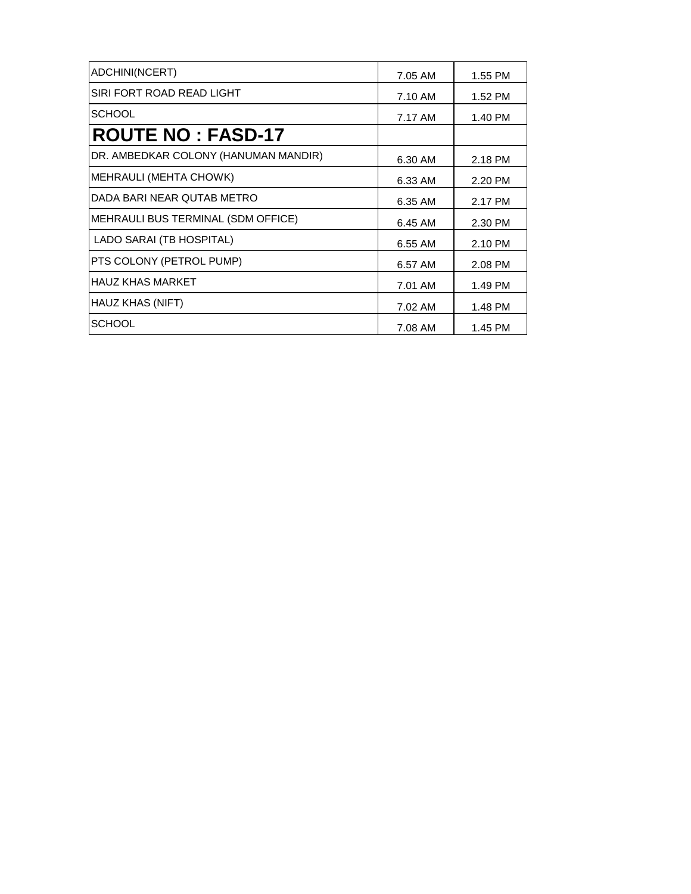| | | |
|---|---|---|
| ADCHINI(NCERT) | 7.05 AM | 1.55 PM |
| SIRI FORT ROAD READ LIGHT | 7.10 AM | 1.52 PM |
| SCHOOL | 7.17 AM | 1.40 PM |
| **ROUTE NO : FASD-17** | | |
| DR. AMBEDKAR COLONY (HANUMAN MANDIR) | 6.30 AM | 2.18 PM |
| MEHRAULI (MEHTA CHOWK) | 6.33 AM | 2.20 PM |
| DADA BARI NEAR QUTAB METRO | 6.35 AM | 2.17 PM |
| MEHRAULI BUS TERMINAL (SDM OFFICE) | 6.45 AM | 2.30 PM |
| LADO SARAI (TB HOSPITAL) | 6.55 AM | 2.10 PM |
| PTS COLONY (PETROL PUMP) | 6.57 AM | 2.08 PM |
| HAUZ KHAS MARKET | 7.01 AM | 1.49 PM |
| HAUZ KHAS (NIFT) | 7.02 AM | 1.48 PM |
| SCHOOL | 7.08 AM | 1.45 PM |